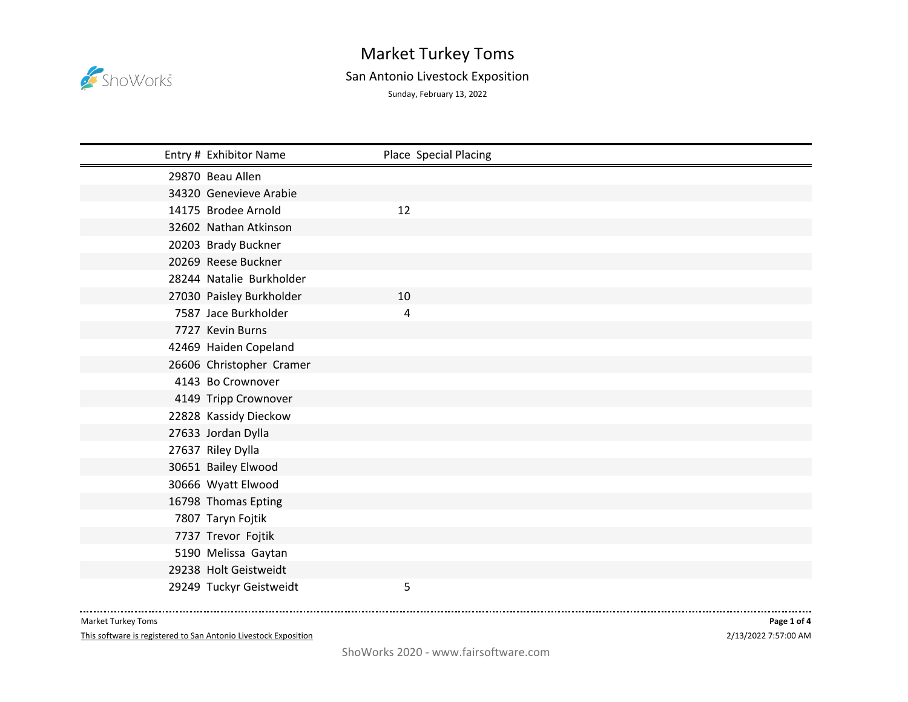# Market Turkey Toms

## San Antonio Livestock Exposition

Sunday, February 13, 2022

| Entry # | Exhibitor Name | Place | Special Placing |
|---|---|---|---|
| 29870 | Beau Allen | | |
| 34320 | Genevieve Arabie | | |
| 14175 | Brodee Arnold | 12 | |
| 32602 | Nathan Atkinson | | |
| 20203 | Brady Buckner | | |
| 20269 | Reese Buckner | | |
| 28244 | Natalie Burkholder | | |
| 27030 | Paisley Burkholder | 10 | |
| 7587 | Jace Burkholder | 4 | |
| 7727 | Kevin Burns | | |
| 42469 | Haiden Copeland | | |
| 26606 | Christopher Cramer | | |
| 4143 | Bo Crownover | | |
| 4149 | Tripp Crownover | | |
| 22828 | Kassidy Dieckow | | |
| 27633 | Jordan Dylla | | |
| 27637 | Riley Dylla | | |
| 30651 | Bailey Elwood | | |
| 30666 | Wyatt Elwood | | |
| 16798 | Thomas Epting | | |
| 7807 | Taryn Fojtik | | |
| 7737 | Trevor Fojtik | | |
| 5190 | Melissa Gaytan | | |
| 29238 | Holt Geistweidt | | |
| 29249 | Tuckyr Geistweidt | 5 | |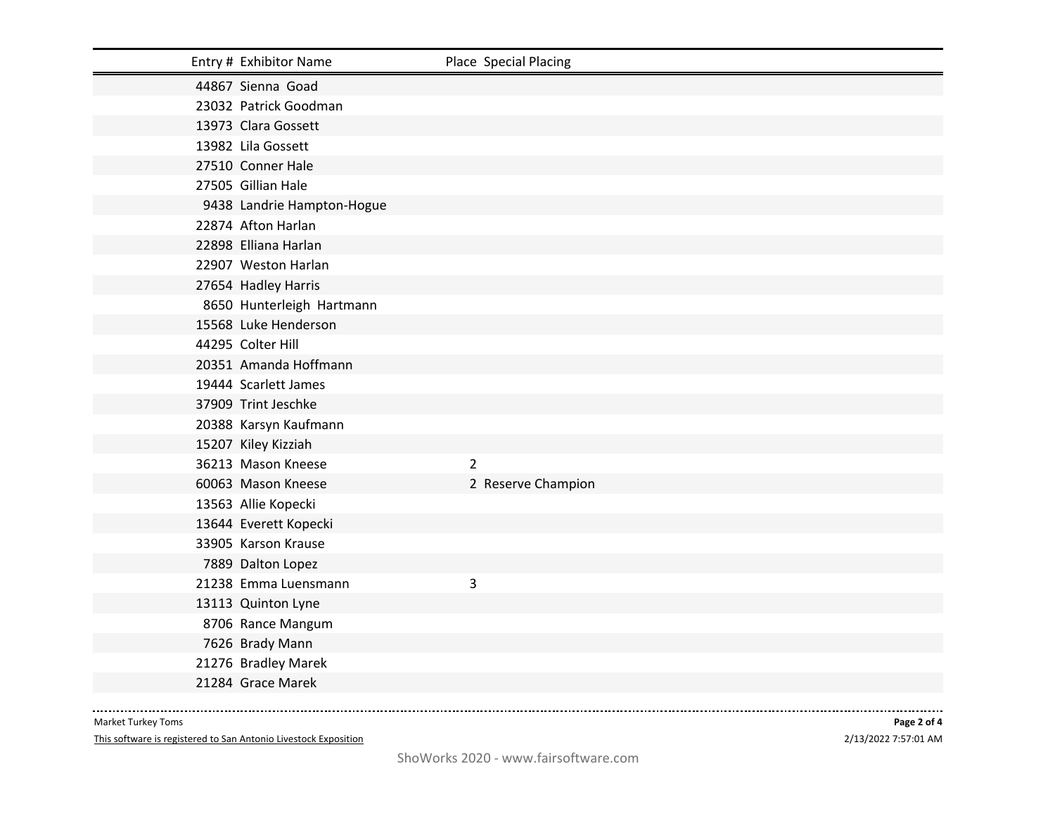| Entry # | Exhibitor Name | Place | Special Placing |
|---|---|---|---|
| 44867 | Sienna  Goad | | |
| 23032 | Patrick Goodman | | |
| 13973 | Clara Gossett | | |
| 13982 | Lila Gossett | | |
| 27510 | Conner Hale | | |
| 27505 | Gillian Hale | | |
| 9438 | Landrie Hampton-Hogue | | |
| 22874 | Afton Harlan | | |
| 22898 | Elliana Harlan | | |
| 22907 | Weston Harlan | | |
| 27654 | Hadley Harris | | |
| 8650 | Hunterleigh  Hartmann | | |
| 15568 | Luke Henderson | | |
| 44295 | Colter Hill | | |
| 20351 | Amanda Hoffmann | | |
| 19444 | Scarlett James | | |
| 37909 | Trint Jeschke | | |
| 20388 | Karsyn Kaufmann | | |
| 15207 | Kiley Kizziah | | |
| 36213 | Mason Kneese | 2 | |
| 60063 | Mason Kneese | 2 | Reserve Champion |
| 13563 | Allie Kopecki | | |
| 13644 | Everett Kopecki | | |
| 33905 | Karson Krause | | |
| 7889 | Dalton Lopez | | |
| 21238 | Emma Luensmann | 3 | |
| 13113 | Quinton Lyne | | |
| 8706 | Rance Mangum | | |
| 7626 | Brady Mann | | |
| 21276 | Bradley Marek | | |
| 21284 | Grace Marek | | |

Market Turkey Toms

This software is registered to San Antonio Livestock Exposition

2/13/2022 7:57:01 AM

ShoWorks 2020 - www.fairsoftware.com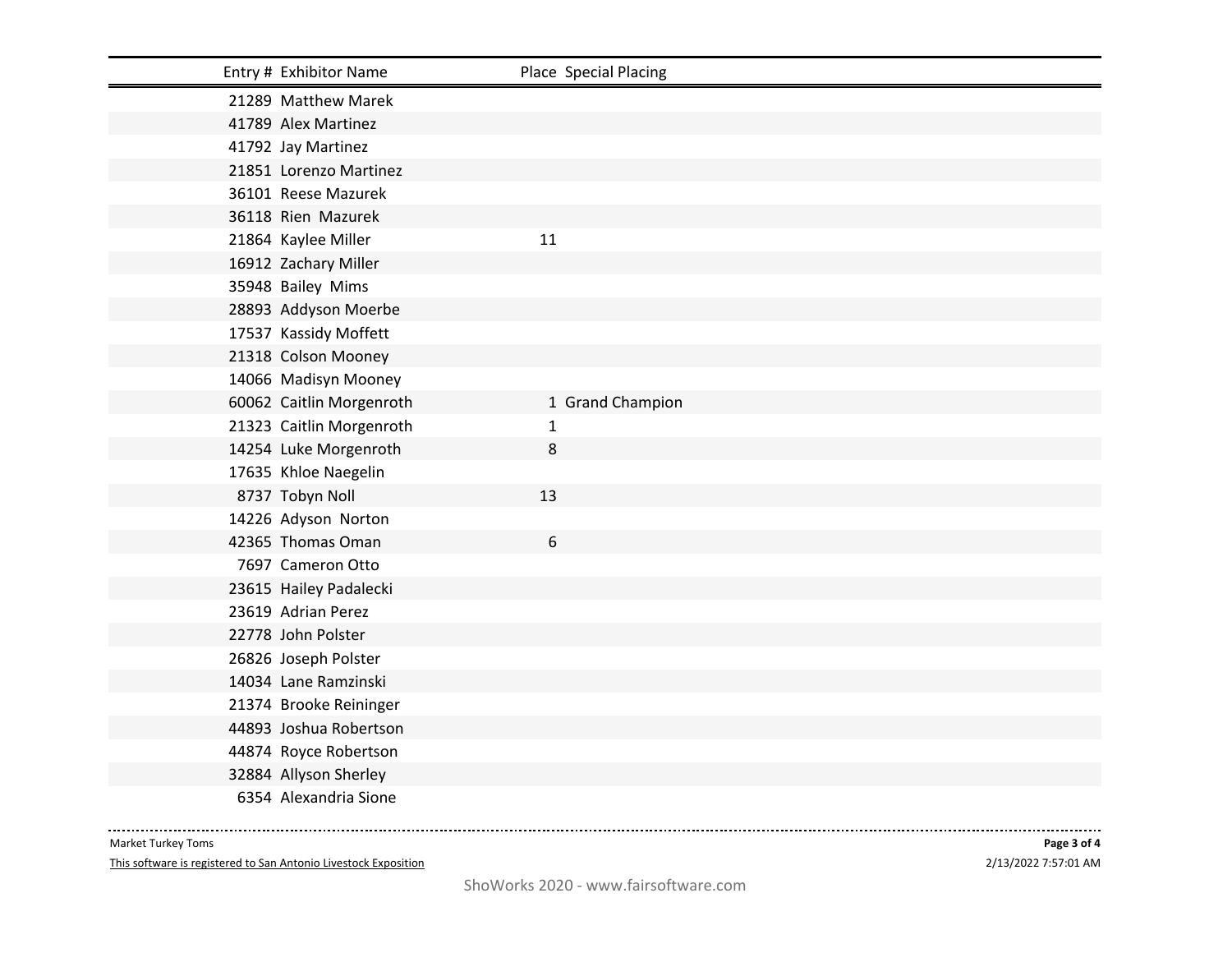| Entry # | Exhibitor Name | Place | Special Placing |
|---|---|---|---|
| 21289 | Matthew Marek | | |
| 41789 | Alex Martinez | | |
| 41792 | Jay Martinez | | |
| 21851 | Lorenzo Martinez | | |
| 36101 | Reese Mazurek | | |
| 36118 | Rien Mazurek | | |
| 21864 | Kaylee Miller | 11 | |
| 16912 | Zachary Miller | | |
| 35948 | Bailey Mims | | |
| 28893 | Addyson Moerbe | | |
| 17537 | Kassidy Moffett | | |
| 21318 | Colson Mooney | | |
| 14066 | Madisyn Mooney | | |
| 60062 | Caitlin Morgenroth | 1 | Grand Champion |
| 21323 | Caitlin Morgenroth | 1 | |
| 14254 | Luke Morgenroth | 8 | |
| 17635 | Khloe Naegelin | | |
| 8737 | Tobyn Noll | 13 | |
| 14226 | Adyson Norton | | |
| 42365 | Thomas Oman | 6 | |
| 7697 | Cameron Otto | | |
| 23615 | Hailey Padalecki | | |
| 23619 | Adrian Perez | | |
| 22778 | John Polster | | |
| 26826 | Joseph Polster | | |
| 14034 | Lane Ramzinski | | |
| 21374 | Brooke Reininger | | |
| 44893 | Joshua Robertson | | |
| 44874 | Royce Robertson | | |
| 32884 | Allyson Sherley | | |
| 6354 | Alexandria Sione | | |

Market Turkey Toms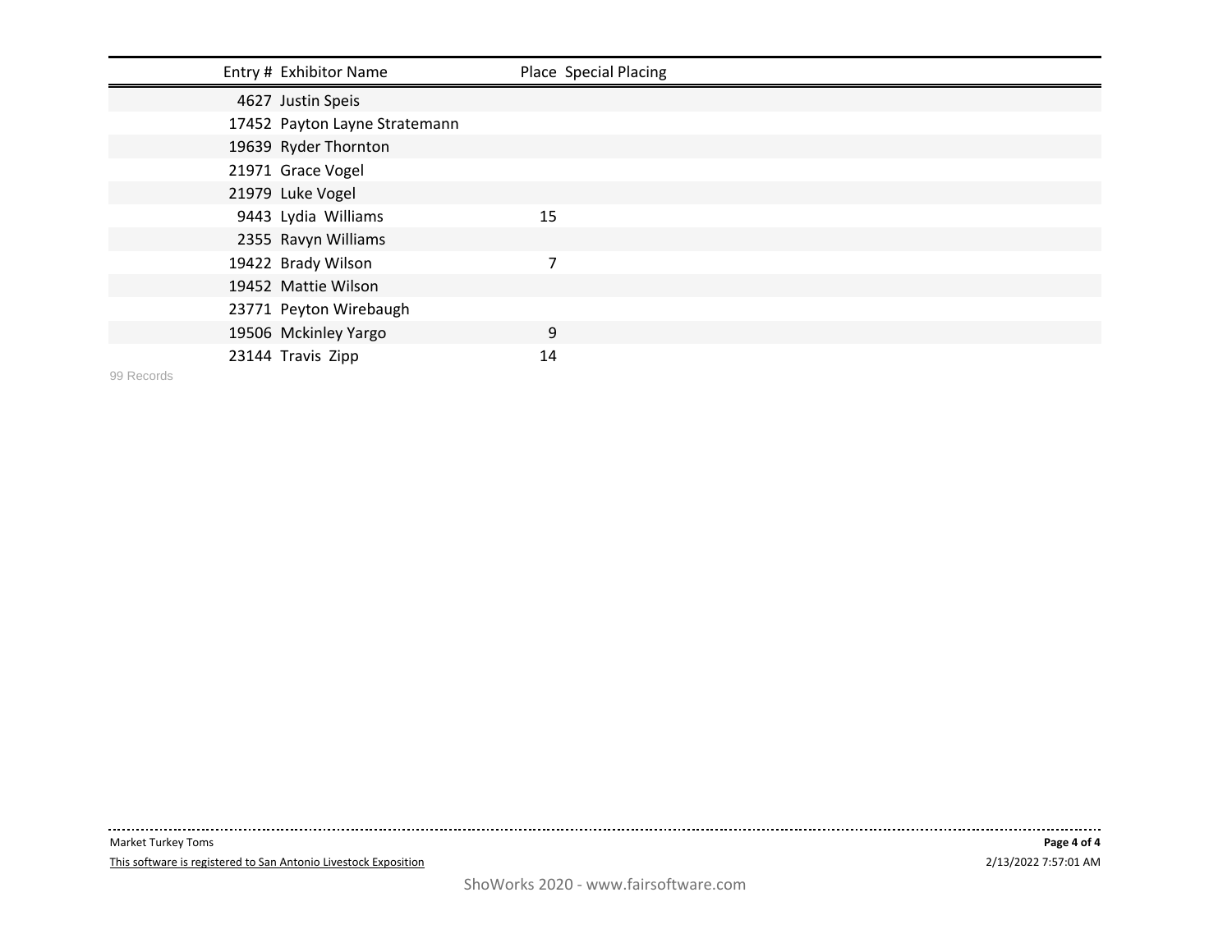| Entry # | Exhibitor Name | Place | Special Placing |
|---|---|---|---|
| 4627 | Justin Speis | | |
| 17452 | Payton Layne Stratemann | | |
| 19639 | Ryder Thornton | | |
| 21971 | Grace Vogel | | |
| 21979 | Luke Vogel | | |
| 9443 | Lydia Williams | 15 | |
| 2355 | Ravyn Williams | | |
| 19422 | Brady Wilson | 7 | |
| 19452 | Mattie Wilson | | |
| 23771 | Peyton Wirebaugh | | |
| 19506 | Mckinley Yargo | 9 | |
| 23144 | Travis Zipp | 14 | |

99 Records